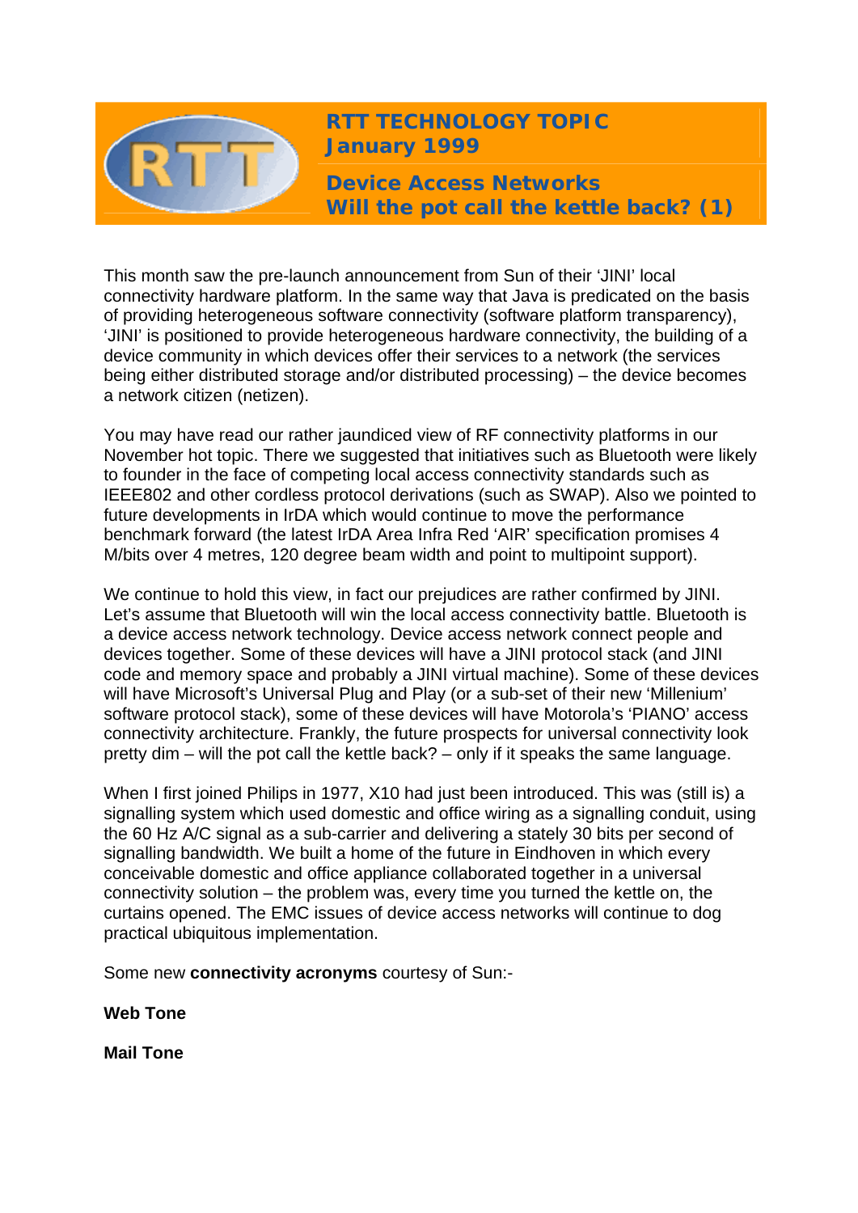# RTT TECHNOLOGY TOPIC
## January 1999

## Device Access Networks
## Will the pot call the kettle back? (1)

This month saw the pre-launch announcement from Sun of their 'JINI' local connectivity hardware platform. In the same way that Java is predicated on the basis of providing heterogeneous software connectivity (software platform transparency), 'JINI' is positioned to provide heterogeneous hardware connectivity, the building of a device community in which devices offer their services to a network (the services being either distributed storage and/or distributed processing) – the device becomes a network citizen (netizen).

You may have read our rather jaundiced view of RF connectivity platforms in our November hot topic. There we suggested that initiatives such as Bluetooth were likely to founder in the face of competing local access connectivity standards such as IEEE802 and other cordless protocol derivations (such as SWAP). Also we pointed to future developments in IrDA which would continue to move the performance benchmark forward (the latest IrDA Area Infra Red 'AIR' specification promises 4 M/bits over 4 metres, 120 degree beam width and point to multipoint support).

We continue to hold this view, in fact our prejudices are rather confirmed by JINI. Let's assume that Bluetooth will win the local access connectivity battle. Bluetooth is a device access network technology. Device access network connect people and devices together. Some of these devices will have a JINI protocol stack (and JINI code and memory space and probably a JINI virtual machine). Some of these devices will have Microsoft's Universal Plug and Play (or a sub-set of their new 'Millenium' software protocol stack), some of these devices will have Motorola's 'PIANO' access connectivity architecture. Frankly, the future prospects for universal connectivity look pretty dim – will the pot call the kettle back? – only if it speaks the same language.

When I first joined Philips in 1977, X10 had just been introduced. This was (still is) a signalling system which used domestic and office wiring as a signalling conduit, using the 60 Hz A/C signal as a sub-carrier and delivering a stately 30 bits per second of signalling bandwidth. We built a home of the future in Eindhoven in which every conceivable domestic and office appliance collaborated together in a universal connectivity solution – the problem was, every time you turned the kettle on, the curtains opened. The EMC issues of device access networks will continue to dog practical ubiquitous implementation.

Some new **connectivity acronyms** courtesy of Sun:-

**Web Tone**

**Mail Tone**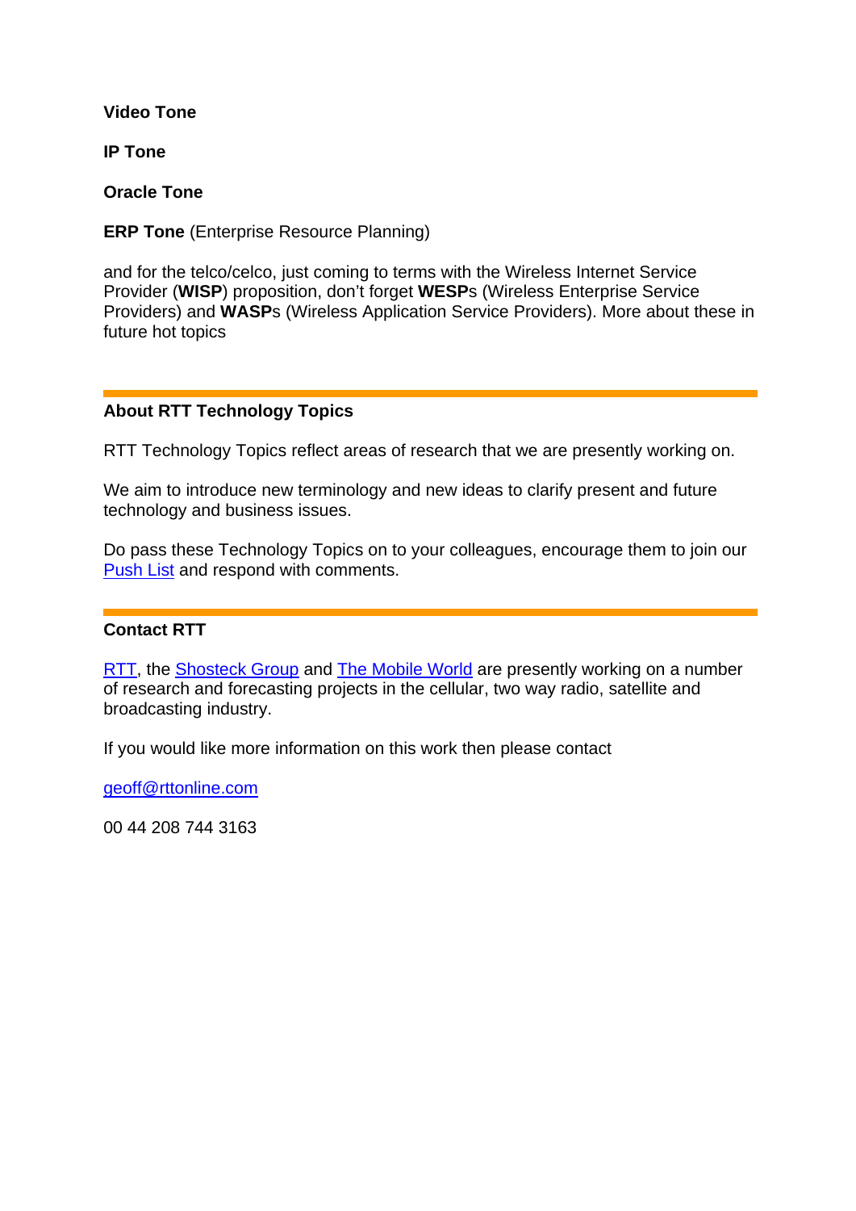**Video Tone**

**IP Tone**

**Oracle Tone**

**ERP Tone** (Enterprise Resource Planning)

and for the telco/celco, just coming to terms with the Wireless Internet Service Provider (**WISP**) proposition, don't forget **WESP**s (Wireless Enterprise Service Providers) and **WASP**s (Wireless Application Service Providers). More about these in future hot topics

---

## About RTT Technology Topics

RTT Technology Topics reflect areas of research that we are presently working on.

We aim to introduce new terminology and new ideas to clarify present and future technology and business issues.

Do pass these Technology Topics on to your colleagues, encourage them to join our Push List and respond with comments.

---

## Contact RTT

RTT, the Shosteck Group and The Mobile World are presently working on a number of research and forecasting projects in the cellular, two way radio, satellite and broadcasting industry.

If you would like more information on this work then please contact

geoff@rttonline.com

00 44 208 744 3163